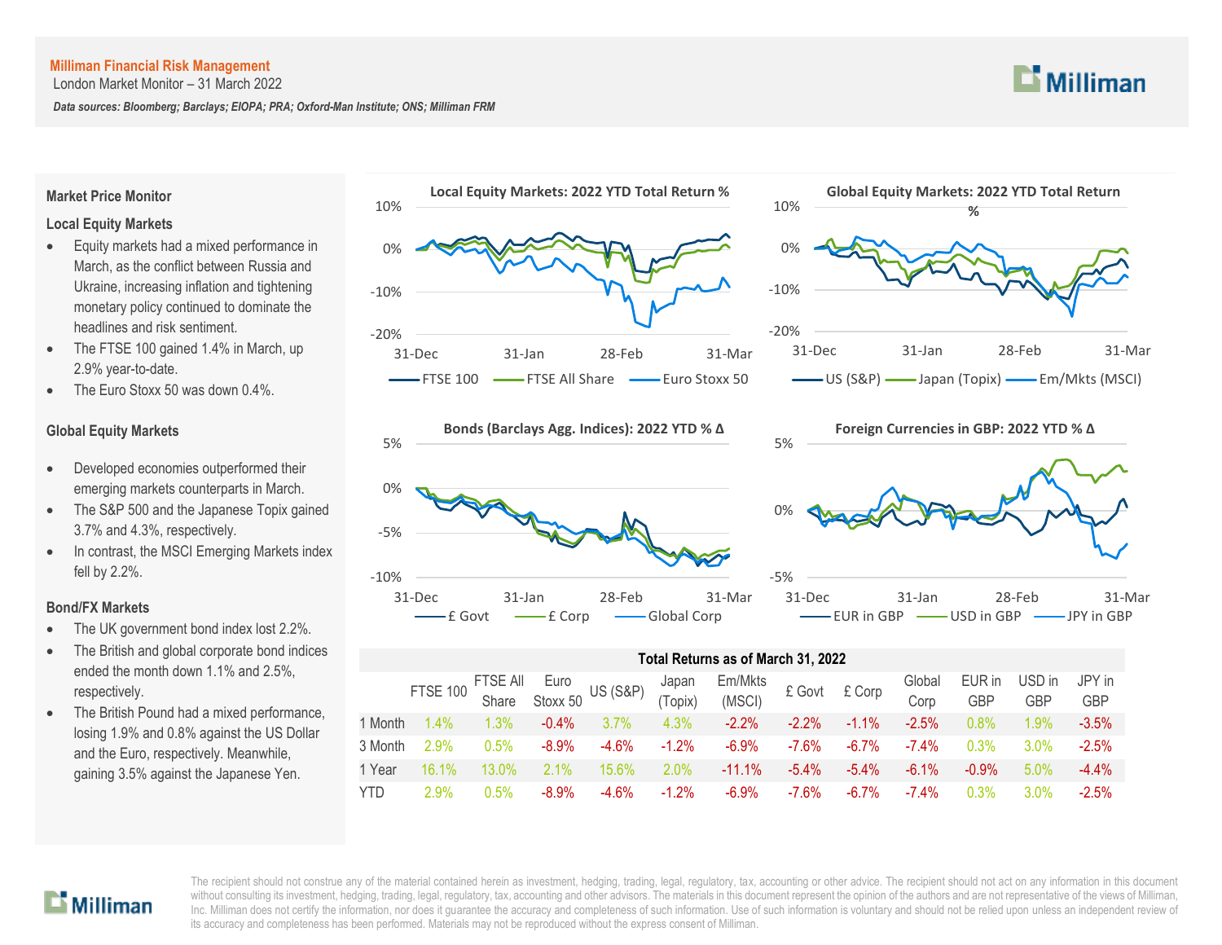**Milliman Financial Risk Management**

London Market Monitor – 31 March 2022

***Data sources: Bloomberg; Barclays; EIOPA; PRA; Oxford-Man Institute; ONS; Milliman FRM***

## Market Price Monitor

### Local Equity Markets

- Equity markets had a mixed performance in March, as the conflict between Russia and Ukraine, increasing inflation and tightening monetary policy continued to dominate the headlines and risk sentiment.
- The FTSE 100 gained 1.4% in March, up 2.9% year-to-date.
- The Euro Stoxx 50 was down 0.4%.

### Global Equity Markets

- Developed economies outperformed their emerging markets counterparts in March.
- The S&P 500 and the Japanese Topix gained 3.7% and 4.3%, respectively.
- In contrast, the MSCI Emerging Markets index fell by 2.2%.

### Bond/FX Markets

- The UK government bond index lost 2.2%.
- The British and global corporate bond indices ended the month down 1.1% and 2.5%, respectively.
- The British Pound had a mixed performance, losing 1.9% and 0.8% against the US Dollar and the Euro, respectively. Meanwhile, gaining 3.5% against the Japanese Yen.

**Local Equity Markets: 2022 YTD Total Return %**

**Global Equity Markets: 2022 YTD Total Return %**

**Bonds (Barclays Agg. Indices): 2022 YTD % Δ**

**Foreign Currencies in GBP: 2022 YTD % Δ**

**Total Returns as of March 31, 2022**

| | FTSE 100 | FTSE All Share | Euro Stoxx 50 | US (S&P) | Japan (Topix) | Em/Mkts (MSCI) | £ Govt | £ Corp | Global Corp | EUR in GBP | USD in GBP | JPY in GBP |
|---|---|---|---|---|---|---|---|---|---|---|---|---|
| 1 Month | 1.4% | 1.3% | -0.4% | 3.7% | 4.3% | -2.2% | -2.2% | -1.1% | -2.5% | 0.8% | 1.9% | -3.5% |
| 3 Month | 2.9% | 0.5% | -8.9% | -4.6% | -1.2% | -6.9% | -7.6% | -6.7% | -7.4% | 0.3% | 3.0% | -2.5% |
| 1 Year | 16.1% | 13.0% | 2.1% | 15.6% | 2.0% | -11.1% | -5.4% | -5.4% | -6.1% | -0.9% | 5.0% | -4.4% |
| YTD | 2.9% | 0.5% | -8.9% | -4.6% | -1.2% | -6.9% | -7.6% | -6.7% | -7.4% | 0.3% | 3.0% | -2.5% |

The recipient should not construe any of the material contained herein as investment, hedging, trading, legal, regulatory, tax, accounting or other advice. The recipient should not act on any information in this document without consulting its investment, hedging, trading, legal, regulatory, tax, accounting and other advisors. The materials in this document represent the opinion of the authors and are not representative of the views of Milliman, Inc. Milliman does not certify the information, nor does it guarantee the accuracy and completeness of such information. Use of such information is voluntary and should not be relied upon unless an independent review of its accuracy and completeness has been performed. Materials may not be reproduced without the express consent of Milliman.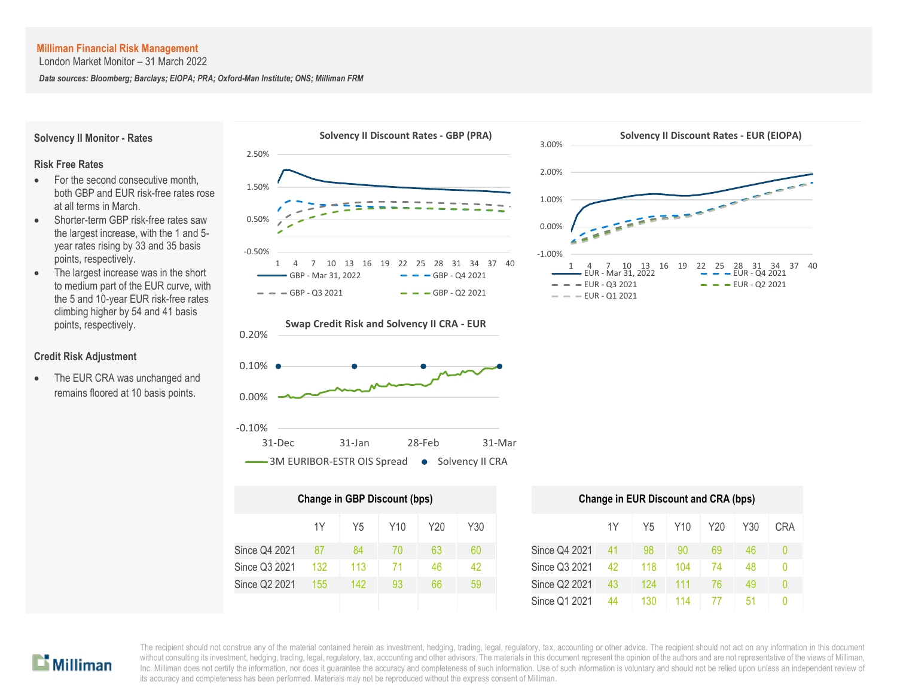**Milliman Financial Risk Management**

London Market Monitor – 31 March 2022

***Data sources: Bloomberg; Barclays; EIOPA; PRA; Oxford-Man Institute; ONS; Milliman FRM***

## Solvency II Monitor - Rates

### Risk Free Rates

- For the second consecutive month, both GBP and EUR risk-free rates rose at all terms in March.
- Shorter-term GBP risk-free rates saw the largest increase, with the 1 and 5-year rates rising by 33 and 35 basis points, respectively.
- The largest increase was in the short to medium part of the EUR curve, with the 5 and 10-year EUR risk-free rates climbing higher by 54 and 41 basis points, respectively.

### Credit Risk Adjustment

- The EUR CRA was unchanged and remains floored at 10 basis points.

**Solvency II Discount Rates - GBP (PRA)**

**Solvency II Discount Rates - EUR (EIOPA)**

**Swap Credit Risk and Solvency II CRA - EUR**

**Change in GBP Discount (bps)**

| | 1Y | Y5 | Y10 | Y20 | Y30 |
|---|---|---|---|---|---|
| Since Q4 2021 | 87 | 84 | 70 | 63 | 60 |
| Since Q3 2021 | 132 | 113 | 71 | 46 | 42 |
| Since Q2 2021 | 155 | 142 | 93 | 66 | 59 |

**Change in EUR Discount and CRA (bps)**

| | 1Y | Y5 | Y10 | Y20 | Y30 | CRA |
|---|---|---|---|---|---|---|
| Since Q4 2021 | 41 | 98 | 90 | 69 | 46 | 0 |
| Since Q3 2021 | 42 | 118 | 104 | 74 | 48 | 0 |
| Since Q2 2021 | 43 | 124 | 111 | 76 | 49 | 0 |
| Since Q1 2021 | 44 | 130 | 114 | 77 | 51 | 0 |

The recipient should not construe any of the material contained herein as investment, hedging, trading, legal, regulatory, tax, accounting or other advice. The recipient should not act on any information in this document without consulting its investment, hedging, trading, legal, regulatory, tax, accounting and other advisors. The materials in this document represent the opinion of the authors and are not representative of the views of Milliman, Inc. Milliman does not certify the information, nor does it guarantee the accuracy and completeness of such information. Use of such information is voluntary and should not be relied upon unless an independent review of its accuracy and completeness has been performed. Materials may not be reproduced without the express consent of Milliman.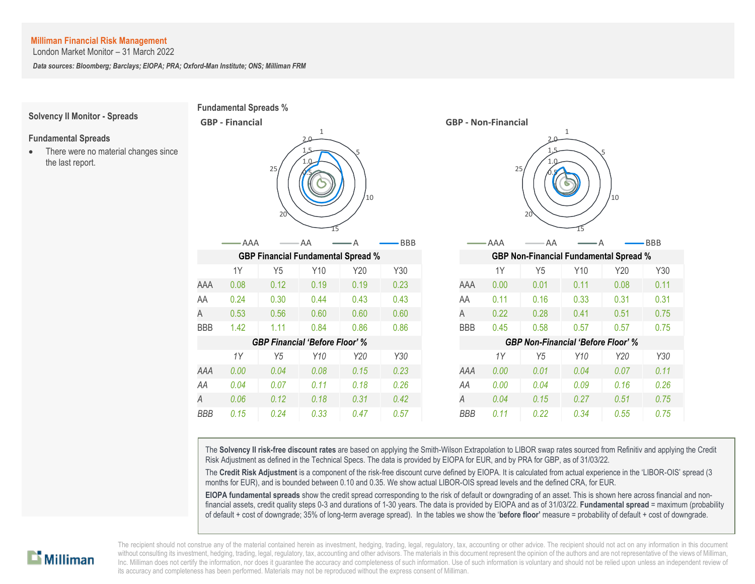**Milliman Financial Risk Management**
London Market Monitor – 31 March 2022

***Data sources: Bloomberg; Barclays; EIOPA; PRA; Oxford-Man Institute; ONS; Milliman FRM***

## Solvency II Monitor - Spreads

### Fundamental Spreads

- There were no material changes since the last report.

### Fundamental Spreads %

**GBP - Financial**

**GBP - Non-Financial**

| GBP Financial Fundamental Spread % | | | | | |
|---|---|---|---|---|---|
| | 1Y | Y5 | Y10 | Y20 | Y30 |
| AAA | 0.08 | 0.12 | 0.19 | 0.19 | 0.23 |
| AA | 0.24 | 0.30 | 0.44 | 0.43 | 0.43 |
| A | 0.53 | 0.56 | 0.60 | 0.60 | 0.60 |
| BBB | 1.42 | 1.11 | 0.84 | 0.86 | 0.86 |

| *GBP Financial 'Before Floor' %* | | | | | |
|---|---|---|---|---|---|
| | *1Y* | *Y5* | *Y10* | *Y20* | *Y30* |
| *AAA* | *0.00* | *0.04* | *0.08* | *0.15* | *0.23* |
| *AA* | *0.04* | *0.07* | *0.11* | *0.18* | *0.26* |
| *A* | *0.06* | *0.12* | *0.18* | *0.31* | *0.42* |
| *BBB* | *0.15* | *0.24* | *0.33* | *0.47* | *0.57* |

| GBP Non-Financial Fundamental Spread % | | | | | |
|---|---|---|---|---|---|
| | 1Y | Y5 | Y10 | Y20 | Y30 |
| AAA | 0.00 | 0.01 | 0.11 | 0.08 | 0.11 |
| AA | 0.11 | 0.16 | 0.33 | 0.31 | 0.31 |
| A | 0.22 | 0.28 | 0.41 | 0.51 | 0.75 |
| BBB | 0.45 | 0.58 | 0.57 | 0.57 | 0.75 |

| *GBP Non-Financial 'Before Floor' %* | | | | | |
|---|---|---|---|---|---|
| | *1Y* | *Y5* | *Y10* | *Y20* | *Y30* |
| *AAA* | *0.00* | *0.01* | *0.04* | *0.07* | *0.11* |
| *AA* | *0.00* | *0.04* | *0.09* | *0.16* | *0.26* |
| *A* | *0.04* | *0.15* | *0.27* | *0.51* | *0.75* |
| *BBB* | *0.11* | *0.22* | *0.34* | *0.55* | *0.75* |

The **Solvency II risk-free discount rates** are based on applying the Smith-Wilson Extrapolation to LIBOR swap rates sourced from Refinitiv and applying the Credit Risk Adjustment as defined in the Technical Specs. The data is provided by EIOPA for EUR, and by PRA for GBP, as of 31/03/22.

The **Credit Risk Adjustment** is a component of the risk-free discount curve defined by EIOPA. It is calculated from actual experience in the 'LIBOR-OIS' spread (3 months for EUR), and is bounded between 0.10 and 0.35. We show actual LIBOR-OIS spread levels and the defined CRA, for EUR.

**EIOPA fundamental spreads** show the credit spread corresponding to the risk of default or downgrading of an asset. This is shown here across financial and non-financial assets, credit quality steps 0-3 and durations of 1-30 years. The data is provided by EIOPA and as of 31/03/22. **Fundamental spread** = maximum (probability of default + cost of downgrade; 35% of long-term average spread). In the tables we show the '**before floor**' measure = probability of default + cost of downgrade.

The recipient should not construe any of the material contained herein as investment, hedging, trading, legal, regulatory, tax, accounting or other advice. The recipient should not act on any information in this document without consulting its investment, hedging, trading, legal, regulatory, tax, accounting and other advisors. The materials in this document represent the opinion of the authors and are not representative of the views of Milliman, Inc. Milliman does not certify the information, nor does it guarantee the accuracy and completeness of such information. Use of such information is voluntary and should not be relied upon unless an independent review of its accuracy and completeness has been performed. Materials may not be reproduced without the express consent of Milliman.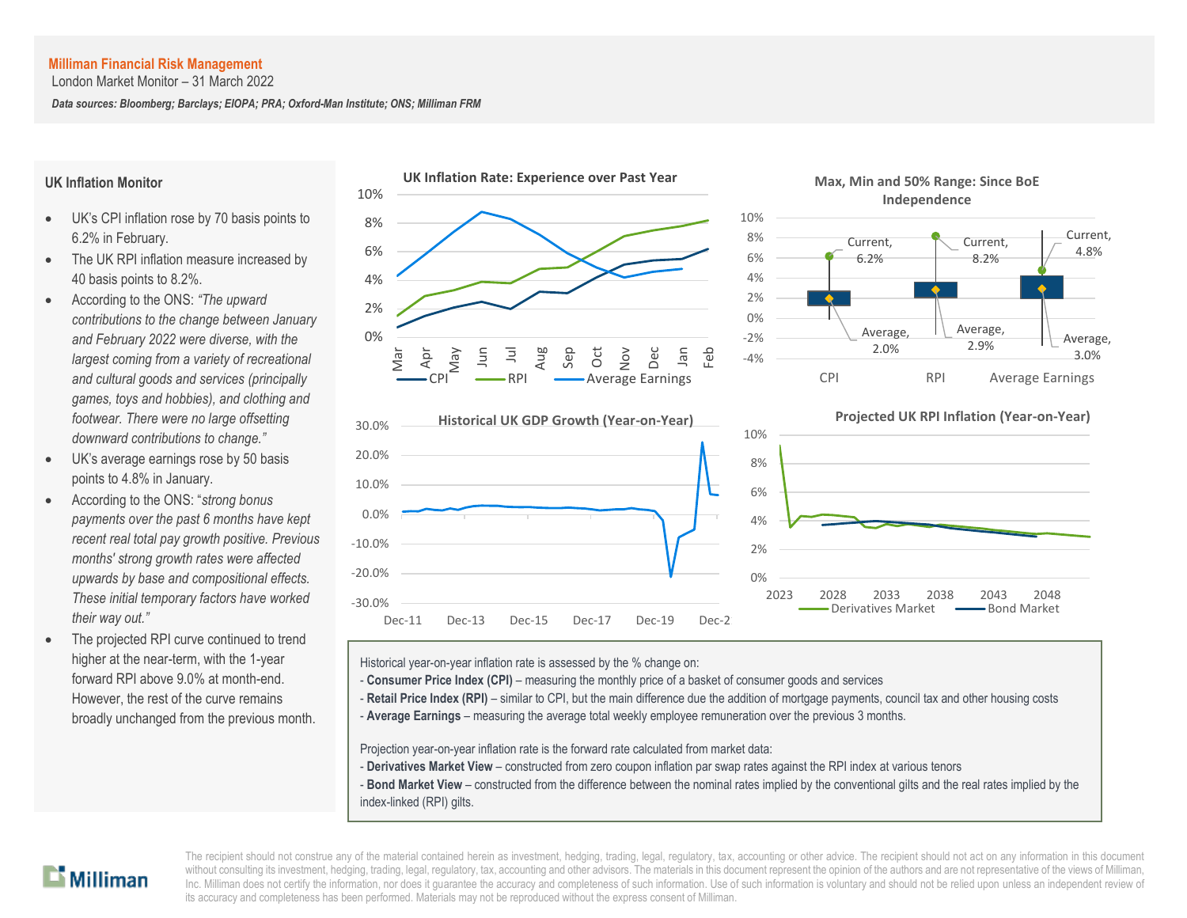**Milliman Financial Risk Management**
London Market Monitor – 31 March 2022

***Data sources: Bloomberg; Barclays; EIOPA; PRA; Oxford-Man Institute; ONS; Milliman FRM***

## UK Inflation Monitor

- UK's CPI inflation rose by 70 basis points to 6.2% in February.
- The UK RPI inflation measure increased by 40 basis points to 8.2%.
- According to the ONS: *"The upward contributions to the change between January and February 2022 were diverse, with the largest coming from a variety of recreational and cultural goods and services (principally games, toys and hobbies), and clothing and footwear. There were no large offsetting downward contributions to change."*
- UK's average earnings rose by 50 basis points to 4.8% in January.
- According to the ONS: "*strong bonus payments over the past 6 months have kept recent real total pay growth positive. Previous months' strong growth rates were affected upwards by base and compositional effects. These initial temporary factors have worked their way out.*"
- The projected RPI curve continued to trend higher at the near-term, with the 1-year forward RPI above 9.0% at month-end. However, the rest of the curve remains broadly unchanged from the previous month.

**UK Inflation Rate: Experience over Past Year**

**Max, Min and 50% Range: Since BoE Independence**

| | Current | Average |
|---|---|---|
| CPI | 6.2% | 2.0% |
| RPI | 8.2% | 2.9% |
| Average Earnings | 4.8% | 3.0% |

**Historical UK GDP Growth (Year-on-Year)**

**Projected UK RPI Inflation (Year-on-Year)**

Historical year-on-year inflation rate is assessed by the % change on:
- **Consumer Price Index (CPI)** – measuring the monthly price of a basket of consumer goods and services
- **Retail Price Index (RPI)** – similar to CPI, but the main difference due the addition of mortgage payments, council tax and other housing costs
- **Average Earnings** – measuring the average total weekly employee remuneration over the previous 3 months.

Projection year-on-year inflation rate is the forward rate calculated from market data:
- **Derivatives Market View** – constructed from zero coupon inflation par swap rates against the RPI index at various tenors
- **Bond Market View** – constructed from the difference between the nominal rates implied by the conventional gilts and the real rates implied by the index-linked (RPI) gilts.

The recipient should not construe any of the material contained herein as investment, hedging, trading, legal, regulatory, tax, accounting or other advice. The recipient should not act on any information in this document without consulting its investment, hedging, trading, legal, regulatory, tax, accounting and other advisors. The materials in this document represent the opinion of the authors and are not representative of the views of Milliman, Inc. Milliman does not certify the information, nor does it guarantee the accuracy and completeness of such information. Use of such information is voluntary and should not be relied upon unless an independent review of its accuracy and completeness has been performed. Materials may not be reproduced without the express consent of Milliman.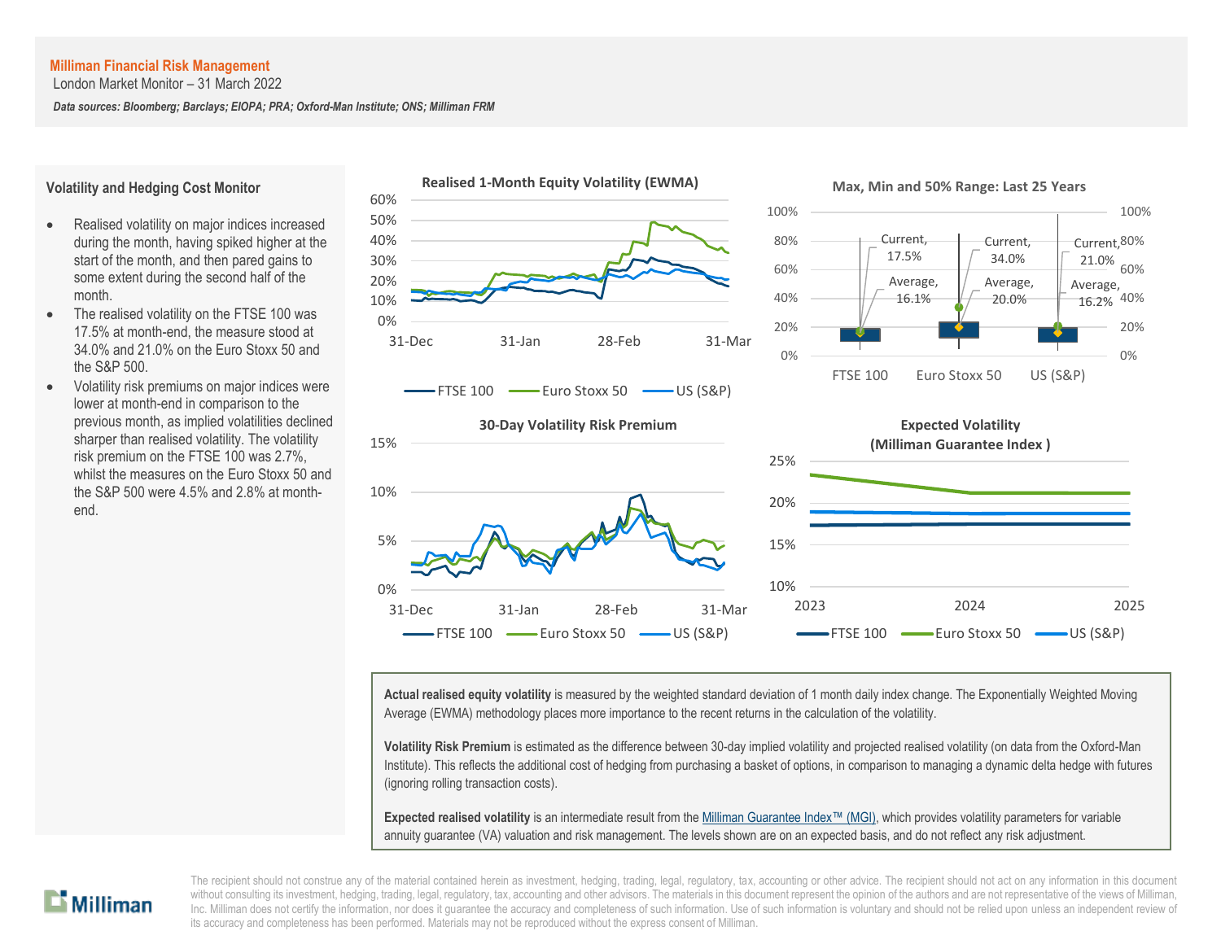**Milliman Financial Risk Management**

London Market Monitor – 31 March 2022

***Data sources: Bloomberg; Barclays; EIOPA; PRA; Oxford-Man Institute; ONS; Milliman FRM***

## Volatility and Hedging Cost Monitor

- Realised volatility on major indices increased during the month, having spiked higher at the start of the month, and then pared gains to some extent during the second half of the month.
- The realised volatility on the FTSE 100 was 17.5% at month-end, the measure stood at 34.0% and 21.0% on the Euro Stoxx 50 and the S&P 500.
- Volatility risk premiums on major indices were lower at month-end in comparison to the previous month, as implied volatilities declined sharper than realised volatility. The volatility risk premium on the FTSE 100 was 2.7%, whilst the measures on the Euro Stoxx 50 and the S&P 500 were 4.5% and 2.8% at month-end.

**Realised 1-Month Equity Volatility (EWMA)**

**Max, Min and 50% Range: Last 25 Years**

| | FTSE 100 | Euro Stoxx 50 | US (S&P) |
|---|---|---|---|
| Current | 17.5% | 34.0% | 21.0% |
| Average | 16.1% | 20.0% | 16.2% |

**30-Day Volatility Risk Premium**

**Expected Volatility (Milliman Guarantee Index )**

**Actual realised equity volatility** is measured by the weighted standard deviation of 1 month daily index change. The Exponentially Weighted Moving Average (EWMA) methodology places more importance to the recent returns in the calculation of the volatility.

**Volatility Risk Premium** is estimated as the difference between 30-day implied volatility and projected realised volatility (on data from the Oxford-Man Institute). This reflects the additional cost of hedging from purchasing a basket of options, in comparison to managing a dynamic delta hedge with futures (ignoring rolling transaction costs).

**Expected realised volatility** is an intermediate result from the Milliman Guarantee Index™ (MGI), which provides volatility parameters for variable annuity guarantee (VA) valuation and risk management. The levels shown are on an expected basis, and do not reflect any risk adjustment.

The recipient should not construe any of the material contained herein as investment, hedging, trading, legal, regulatory, tax, accounting or other advice. The recipient should not act on any information in this document without consulting its investment, hedging, trading, legal, regulatory, tax, accounting and other advisors. The materials in this document represent the opinion of the authors and are not representative of the views of Milliman, Inc. Milliman does not certify the information, nor does it guarantee the accuracy and completeness of such information. Use of such information is voluntary and should not be relied upon unless an independent review of its accuracy and completeness has been performed. Materials may not be reproduced without the express consent of Milliman.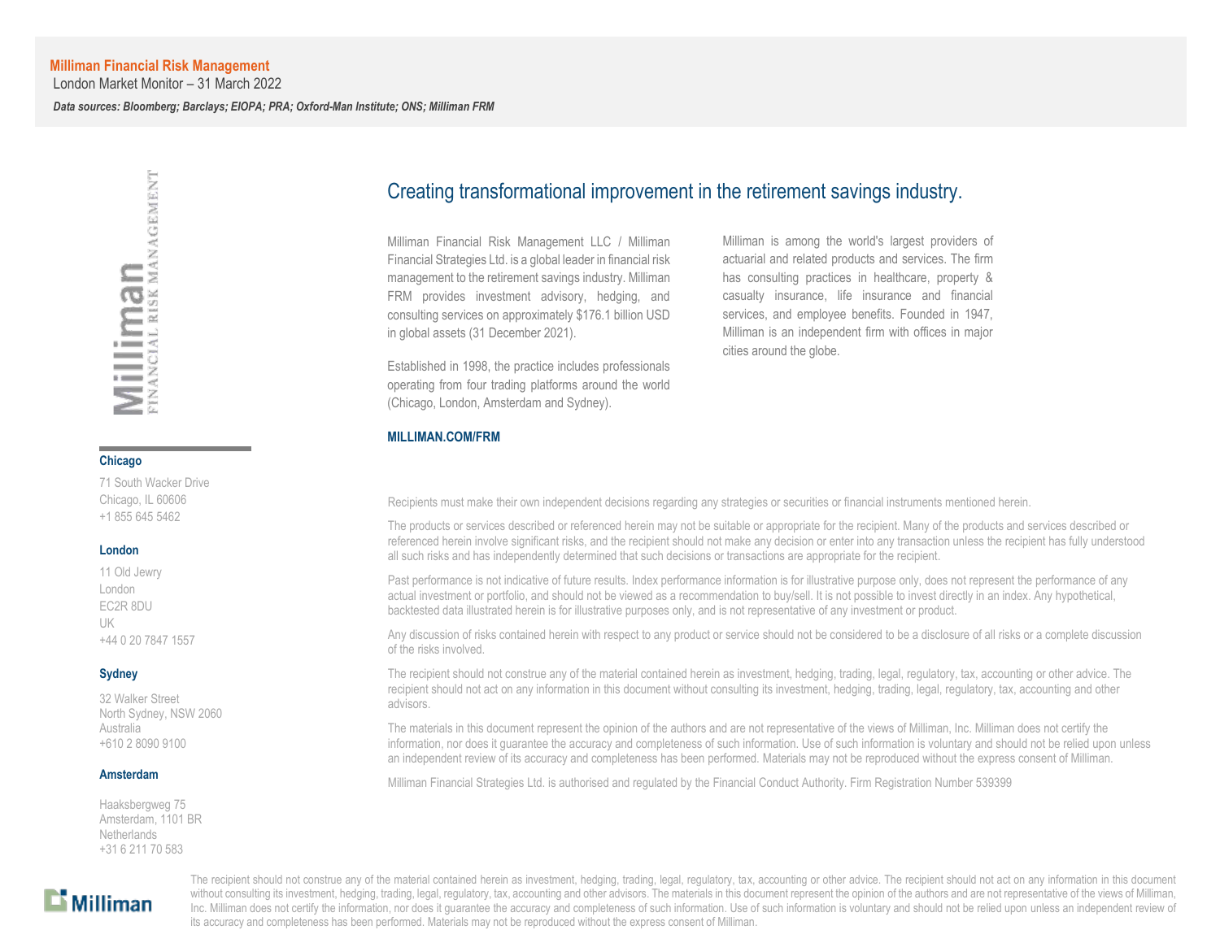# Creating transformational improvement in the retirement savings industry.

Milliman Financial Risk Management LLC / Milliman Financial Strategies Ltd. is a global leader in financial risk management to the retirement savings industry. Milliman FRM provides investment advisory, hedging, and consulting services on approximately $176.1 billion USD in global assets (31 December 2021).

Established in 1998, the practice includes professionals operating from four trading platforms around the world (Chicago, London, Amsterdam and Sydney).

Milliman is among the world's largest providers of actuarial and related products and services. The firm has consulting practices in healthcare, property & casualty insurance, life insurance and financial services, and employee benefits. Founded in 1947, Milliman is an independent firm with offices in major cities around the globe.

**MILLIMAN.COM/FRM**

**Chicago**

71 South Wacker Drive
Chicago, IL 60606
+1 855 645 5462

**London**

11 Old Jewry
London
EC2R 8DU
UK
+44 0 20 7847 1557

**Sydney**

32 Walker Street
North Sydney, NSW 2060
Australia
+610 2 8090 9100

**Amsterdam**

Haaksbergweg 75
Amsterdam, 1101 BR
Netherlands
+31 6 211 70 583

Recipients must make their own independent decisions regarding any strategies or securities or financial instruments mentioned herein.

The products or services described or referenced herein may not be suitable or appropriate for the recipient. Many of the products and services described or referenced herein involve significant risks, and the recipient should not make any decision or enter into any transaction unless the recipient has fully understood all such risks and has independently determined that such decisions or transactions are appropriate for the recipient.

Past performance is not indicative of future results. Index performance information is for illustrative purpose only, does not represent the performance of any actual investment or portfolio, and should not be viewed as a recommendation to buy/sell. It is not possible to invest directly in an index. Any hypothetical, backtested data illustrated herein is for illustrative purposes only, and is not representative of any investment or product.

Any discussion of risks contained herein with respect to any product or service should not be considered to be a disclosure of all risks or a complete discussion of the risks involved.

The recipient should not construe any of the material contained herein as investment, hedging, trading, legal, regulatory, tax, accounting or other advice. The recipient should not act on any information in this document without consulting its investment, hedging, trading, legal, regulatory, tax, accounting and other advisors.

The materials in this document represent the opinion of the authors and are not representative of the views of Milliman, Inc. Milliman does not certify the information, nor does it guarantee the accuracy and completeness of such information. Use of such information is voluntary and should not be relied upon unless an independent review of its accuracy and completeness has been performed. Materials may not be reproduced without the express consent of Milliman.

Milliman Financial Strategies Ltd. is authorised and regulated by the Financial Conduct Authority. Firm Registration Number 539399